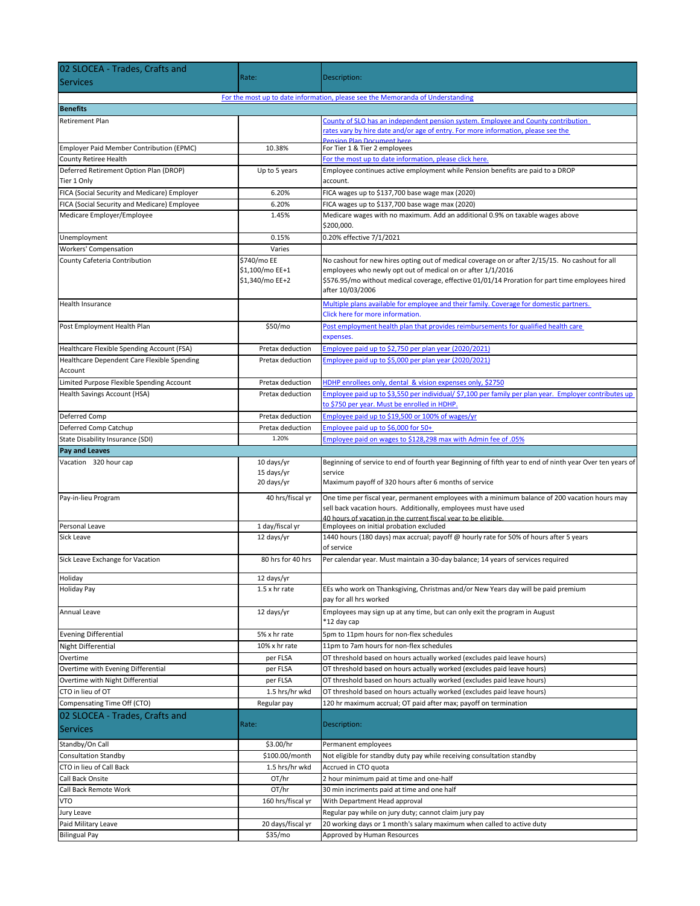| 02 SLOCEA - Trades, Crafts and Services | Rate: | Description: |
|---|---|---|
| For the most up to date information, please see the Memoranda of Understanding | | |
| **Benefits** | | |
| Retirement Plan | | County of SLO has an independent pension system. Employee and County contribution rates vary by hire date and/or age of entry. For more information, please see the Pension Plan Document here |
| Employer Paid Member Contribution (EPMC) | 10.38% | For Tier 1 & Tier 2 employees |
| County Retiree Health | | For the most up to date information, please click here. |
| Deferred Retirement Option Plan (DROP) Tier 1 Only | Up to 5 years | Employee continues active employment while Pension benefits are paid to a DROP account. |
| FICA (Social Security and Medicare) Employer | 6.20% | FICA wages up to $137,700 base wage max (2020) |
| FICA (Social Security and Medicare) Employee | 6.20% | FICA wages up to $137,700 base wage max (2020) |
| Medicare Employer/Employee | 1.45% | Medicare wages with no maximum. Add an additional 0.9% on taxable wages above $200,000. |
| Unemployment | 0.15% | 0.20% effective 7/1/2021 |
| Workers' Compensation | Varies | |
| County Cafeteria Contribution | $740/mo EE<br>$1,100/mo EE+1<br>$1,340/mo EE+2 | No cashout for new hires opting out of medical coverage on or after 2/15/15. No cashout for all employees who newly opt out of medical on or after 1/1/2016<br>$576.95/mo without medical coverage, effective 01/01/14 Proration for part time employees hired after 10/03/2006 |
| Health Insurance | | Multiple plans available for employee and their family. Coverage for domestic partners. Click here for more information. |
| Post Employment Health Plan | $50/mo | Post employment health plan that provides reimbursements for qualified health care expenses. |
| Healthcare Flexible Spending Account (FSA) | Pretax deduction | Employee paid up to $2,750 per plan year (2020/2021) |
| Healthcare Dependent Care Flexible Spending Account | Pretax deduction | Employee paid up to $5,000 per plan year (2020/2021) |
| Limited Purpose Flexible Spending Account | Pretax deduction | HDHP enrollees only, dental & vision expenses only, $2750 |
| Health Savings Account (HSA) | Pretax deduction | Employee paid up to $3,550 per individual/ $7,100 per family per plan year. Employer contributes up to $750 per year. Must be enrolled in HDHP. |
| Deferred Comp | Pretax deduction | Employee paid up to $19,500 or 100% of wages/yr |
| Deferred Comp Catchup | Pretax deduction | Employee paid up to $6,000 for 50+ |
| State Disability Insurance (SDI) | 1.20% | Employee paid on wages to $128,298 max with Admin fee of .05% |
| **Pay and Leaves** | | |
| Vacation 320 hour cap | 10 days/yr<br>15 days/yr<br>20 days/yr | Beginning of service to end of fourth year Beginning of fifth year to end of ninth year Over ten years of service<br>Maximum payoff of 320 hours after 6 months of service |
| Pay-in-lieu Program | 40 hrs/fiscal yr | One time per fiscal year, permanent employees with a minimum balance of 200 vacation hours may sell back vacation hours. Additionally, employees must have used 40 hours of vacation in the current fiscal year to be eligible. |
| Personal Leave | 1 day/fiscal yr | Employees on initial probation excluded |
| Sick Leave | 12 days/yr | 1440 hours (180 days) max accrual; payoff @ hourly rate for 50% of hours after 5 years of service |
| Sick Leave Exchange for Vacation | 80 hrs for 40 hrs | Per calendar year. Must maintain a 30-day balance; 14 years of services required |
| Holiday | 12 days/yr | |
| Holiday Pay | 1.5 x hr rate | EEs who work on Thanksgiving, Christmas and/or New Years day will be paid premium pay for all hrs worked |
| Annual Leave | 12 days/yr | Employees may sign up at any time, but can only exit the program in August<br>*12 day cap |
| Evening Differential | 5% x hr rate | 5pm to 11pm hours for non-flex schedules |
| Night Differential | 10% x hr rate | 11pm to 7am hours for non-flex schedules |
| Overtime | per FLSA | OT threshold based on hours actually worked (excludes paid leave hours) |
| Overtime with Evening Differential | per FLSA | OT threshold based on hours actually worked (excludes paid leave hours) |
| Overtime with Night Differential | per FLSA | OT threshold based on hours actually worked (excludes paid leave hours) |
| CTO in lieu of OT | 1.5 hrs/hr wkd | OT threshold based on hours actually worked (excludes paid leave hours) |
| Compensating Time Off (CTO) | Regular pay | 120 hr maximum accrual; OT paid after max; payoff on termination |
| **02 SLOCEA - Trades, Crafts and Services** | **Rate:** | **Description:** |
| Standby/On Call | $3.00/hr | Permanent employees |
| Consultation Standby | $100.00/month | Not eligible for standby duty pay while receiving consultation standby |
| CTO in lieu of Call Back | 1.5 hrs/hr wkd | Accrued in CTO quota |
| Call Back Onsite | OT/hr | 2 hour minimum paid at time and one-half |
| Call Back Remote Work | OT/hr | 30 min increments paid at time and one half |
| VTO | 160 hrs/fiscal yr | With Department Head approval |
| Jury Leave | | Regular pay while on jury duty; cannot claim jury pay |
| Paid Military Leave | 20 days/fiscal yr | 20 working days or 1 month's salary maximum when called to active duty |
| Bilingual Pay | $35/mo | Approved by Human Resources |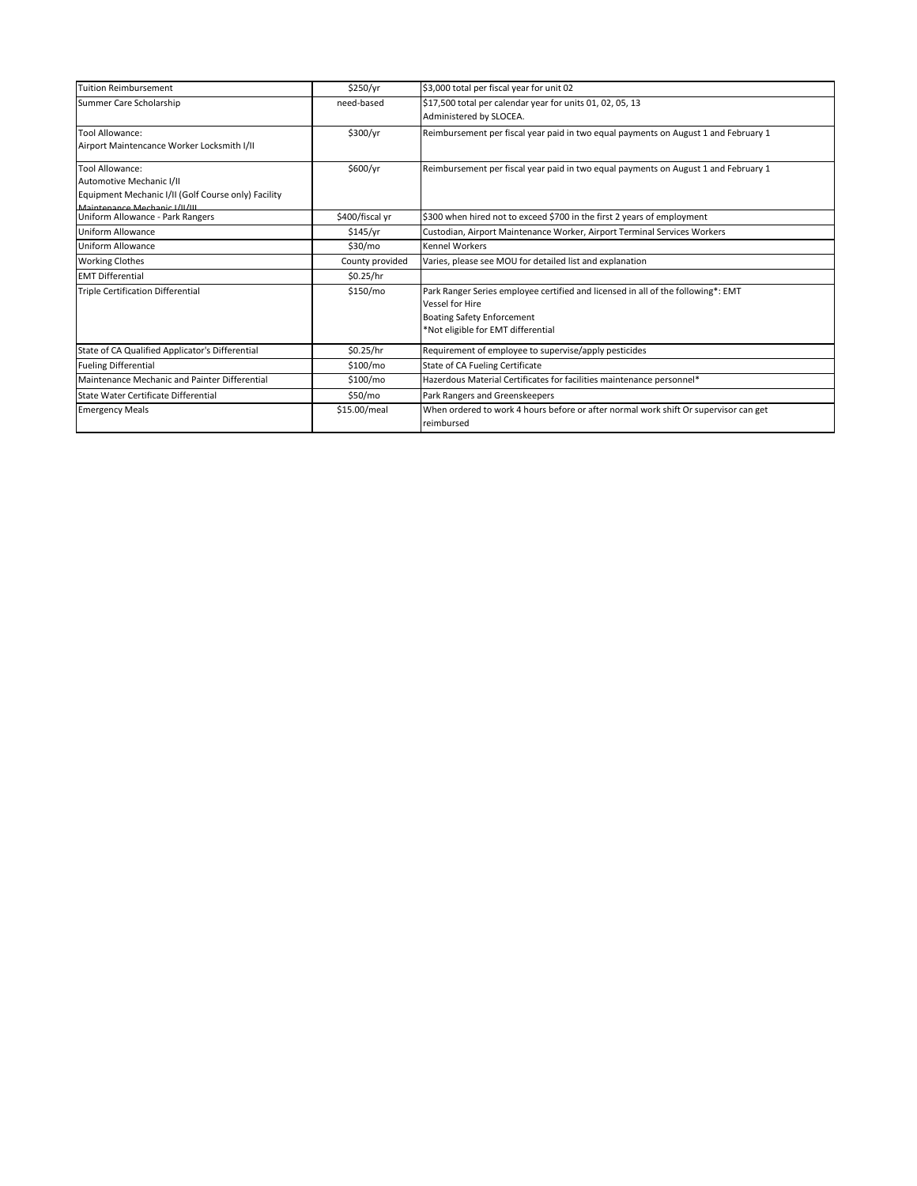| | | |
|---|---|---|
| Tuition Reimbursement | $250/yr | $3,000 total per fiscal year for unit 02 |
| Summer Care Scholarship | need-based | $17,500 total per calendar year for units 01, 02, 05, 13<br>Administered by SLOCEA. |
| Tool Allowance:<br>Airport Maintencance Worker Locksmith I/II | $300/yr | Reimbursement per fiscal year paid in two equal payments on August 1 and February 1 |
| Tool Allowance:<br>Automotive Mechanic I/II<br>Equipment Mechanic I/II (Golf Course only) Facility Maintenance Mechanic I/II/III | $600/yr | Reimbursement per fiscal year paid in two equal payments on August 1 and February 1 |
| Uniform Allowance - Park Rangers | $400/fiscal yr | $300 when hired not to exceed $700 in the first 2 years of employment |
| Uniform Allowance | $145/yr | Custodian, Airport Maintenance Worker, Airport Terminal Services Workers |
| Uniform Allowance | $30/mo | Kennel Workers |
| Working Clothes | County provided | Varies, please see MOU for detailed list and explanation |
| EMT Differential | $0.25/hr | |
| Triple Certification Differential | $150/mo | Park Ranger Series employee certified and licensed in all of the following*: EMT<br>Vessel for Hire<br>Boating Safety Enforcement<br>*Not eligible for EMT differential |
| State of CA Qualified Applicator's Differential | $0.25/hr | Requirement of employee to supervise/apply pesticides |
| Fueling Differential | $100/mo | State of CA Fueling Certificate |
| Maintenance Mechanic and Painter Differential | $100/mo | Hazerdous Material Certificates for facilities maintenance personnel* |
| State Water Certificate Differential | $50/mo | Park Rangers and Greenskeepers |
| Emergency Meals | $15.00/meal | When ordered to work 4 hours before or after normal work shift Or supervisor can get reimbursed |